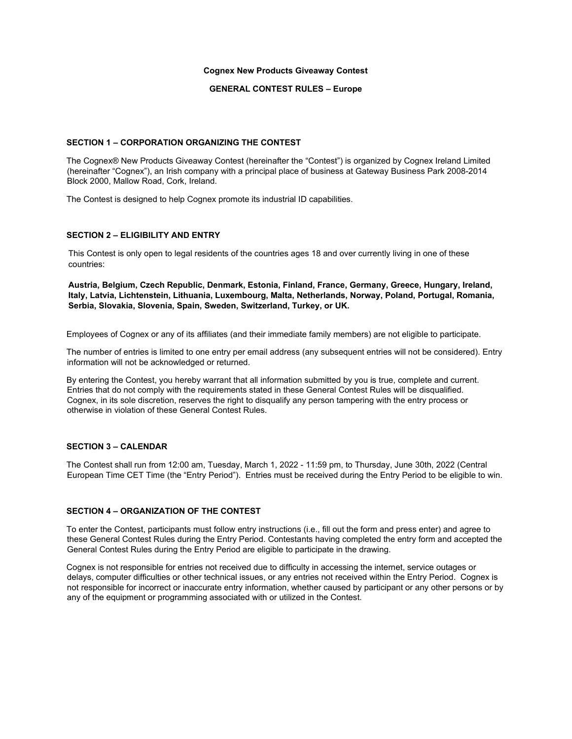**Cognex New Products Giveaway Contest**

**GENERAL CONTEST RULES – Europe**

## SECTION 1 – CORPORATION ORGANIZING THE CONTEST

The Cognex® New Products Giveaway Contest (hereinafter the "Contest") is organized by Cognex Ireland Limited (hereinafter "Cognex"), an Irish company with a principal place of business at Gateway Business Park 2008-2014 Block 2000, Mallow Road, Cork, Ireland.

The Contest is designed to help Cognex promote its industrial ID capabilities.

## SECTION 2 – ELIGIBILITY AND ENTRY

This Contest is only open to legal residents of the countries ages 18 and over currently living in one of these countries:

**Austria, Belgium, Czech Republic, Denmark, Estonia, Finland, France, Germany, Greece, Hungary, Ireland, Italy, Latvia, Lichtenstein, Lithuania, Luxembourg, Malta, Netherlands, Norway, Poland, Portugal, Romania, Serbia, Slovakia, Slovenia, Spain, Sweden, Switzerland, Turkey, or UK.**

Employees of Cognex or any of its affiliates (and their immediate family members) are not eligible to participate.

The number of entries is limited to one entry per email address (any subsequent entries will not be considered). Entry information will not be acknowledged or returned.

By entering the Contest, you hereby warrant that all information submitted by you is true, complete and current. Entries that do not comply with the requirements stated in these General Contest Rules will be disqualified. Cognex, in its sole discretion, reserves the right to disqualify any person tampering with the entry process or otherwise in violation of these General Contest Rules.

## SECTION 3 – CALENDAR

The Contest shall run from 12:00 am, Tuesday, March 1, 2022 - 11:59 pm, to Thursday, June 30th, 2022 (Central European Time CET Time (the "Entry Period"). Entries must be received during the Entry Period to be eligible to win.

## SECTION 4 – ORGANIZATION OF THE CONTEST

To enter the Contest, participants must follow entry instructions (i.e., fill out the form and press enter) and agree to these General Contest Rules during the Entry Period. Contestants having completed the entry form and accepted the General Contest Rules during the Entry Period are eligible to participate in the drawing.

Cognex is not responsible for entries not received due to difficulty in accessing the internet, service outages or delays, computer difficulties or other technical issues, or any entries not received within the Entry Period. Cognex is not responsible for incorrect or inaccurate entry information, whether caused by participant or any other persons or by any of the equipment or programming associated with or utilized in the Contest.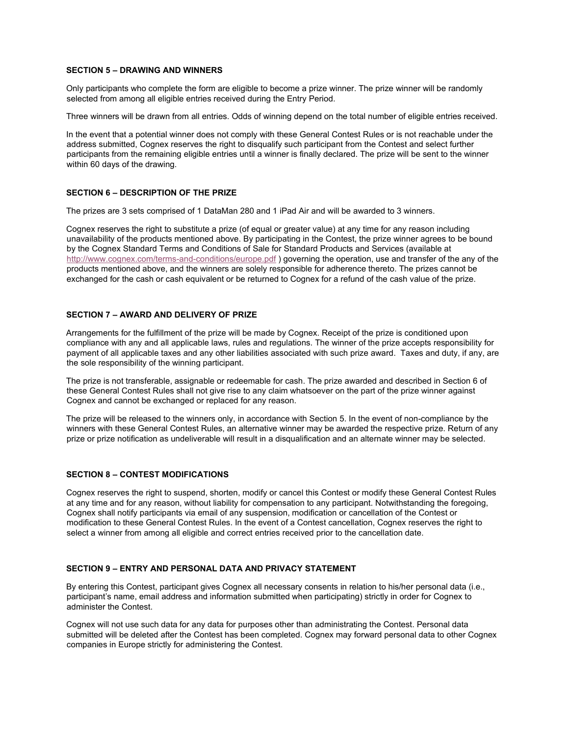### SECTION 5 – DRAWING AND WINNERS

Only participants who complete the form are eligible to become a prize winner. The prize winner will be randomly selected from among all eligible entries received during the Entry Period.

Three winners will be drawn from all entries. Odds of winning depend on the total number of eligible entries received.

In the event that a potential winner does not comply with these General Contest Rules or is not reachable under the address submitted, Cognex reserves the right to disqualify such participant from the Contest and select further participants from the remaining eligible entries until a winner is finally declared. The prize will be sent to the winner within 60 days of the drawing.

### SECTION 6 – DESCRIPTION OF THE PRIZE

The prizes are 3 sets comprised of 1 DataMan 280 and 1 iPad Air and will be awarded to 3 winners.

Cognex reserves the right to substitute a prize (of equal or greater value) at any time for any reason including unavailability of the products mentioned above. By participating in the Contest, the prize winner agrees to be bound by the Cognex Standard Terms and Conditions of Sale for Standard Products and Services (available at http://www.cognex.com/terms-and-conditions/europe.pdf ) governing the operation, use and transfer of the any of the products mentioned above, and the winners are solely responsible for adherence thereto. The prizes cannot be exchanged for the cash or cash equivalent or be returned to Cognex for a refund of the cash value of the prize.

### SECTION 7 – AWARD AND DELIVERY OF PRIZE

Arrangements for the fulfillment of the prize will be made by Cognex. Receipt of the prize is conditioned upon compliance with any and all applicable laws, rules and regulations. The winner of the prize accepts responsibility for payment of all applicable taxes and any other liabilities associated with such prize award. Taxes and duty, if any, are the sole responsibility of the winning participant.

The prize is not transferable, assignable or redeemable for cash. The prize awarded and described in Section 6 of these General Contest Rules shall not give rise to any claim whatsoever on the part of the prize winner against Cognex and cannot be exchanged or replaced for any reason.

The prize will be released to the winners only, in accordance with Section 5. In the event of non-compliance by the winners with these General Contest Rules, an alternative winner may be awarded the respective prize. Return of any prize or prize notification as undeliverable will result in a disqualification and an alternate winner may be selected.

### SECTION 8 – CONTEST MODIFICATIONS

Cognex reserves the right to suspend, shorten, modify or cancel this Contest or modify these General Contest Rules at any time and for any reason, without liability for compensation to any participant. Notwithstanding the foregoing, Cognex shall notify participants via email of any suspension, modification or cancellation of the Contest or modification to these General Contest Rules. In the event of a Contest cancellation, Cognex reserves the right to select a winner from among all eligible and correct entries received prior to the cancellation date.

### SECTION 9 – ENTRY AND PERSONAL DATA AND PRIVACY STATEMENT

By entering this Contest, participant gives Cognex all necessary consents in relation to his/her personal data (i.e., participant's name, email address and information submitted when participating) strictly in order for Cognex to administer the Contest.

Cognex will not use such data for any data for purposes other than administrating the Contest. Personal data submitted will be deleted after the Contest has been completed. Cognex may forward personal data to other Cognex companies in Europe strictly for administering the Contest.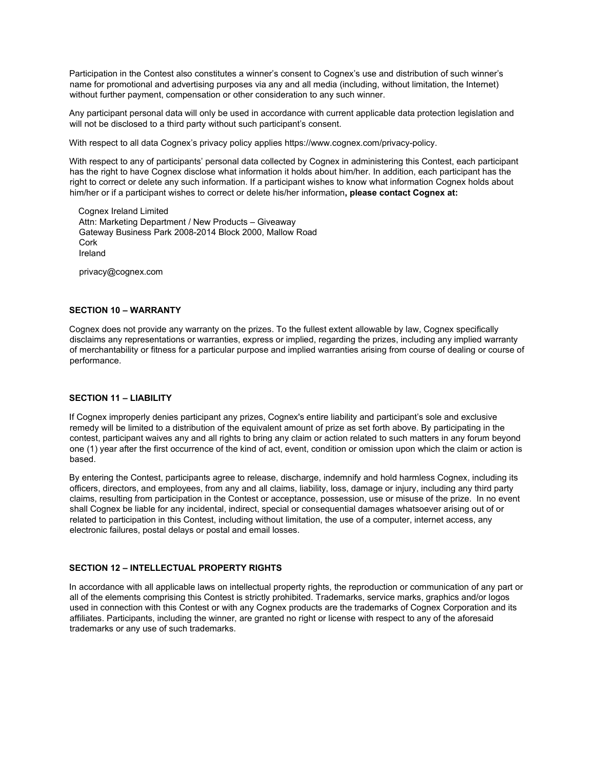Participation in the Contest also constitutes a winner's consent to Cognex's use and distribution of such winner's name for promotional and advertising purposes via any and all media (including, without limitation, the Internet) without further payment, compensation or other consideration to any such winner.

Any participant personal data will only be used in accordance with current applicable data protection legislation and will not be disclosed to a third party without such participant's consent.

With respect to all data Cognex's privacy policy applies https://www.cognex.com/privacy-policy.

With respect to any of participants' personal data collected by Cognex in administering this Contest, each participant has the right to have Cognex disclose what information it holds about him/her. In addition, each participant has the right to correct or delete any such information. If a participant wishes to know what information Cognex holds about him/her or if a participant wishes to correct or delete his/her information**, please contact Cognex at:**

Cognex Ireland Limited
Attn: Marketing Department / New Products – Giveaway
Gateway Business Park 2008-2014 Block 2000, Mallow Road
Cork
Ireland

privacy@cognex.com

**SECTION 10 – WARRANTY**

Cognex does not provide any warranty on the prizes. To the fullest extent allowable by law, Cognex specifically disclaims any representations or warranties, express or implied, regarding the prizes, including any implied warranty of merchantability or fitness for a particular purpose and implied warranties arising from course of dealing or course of performance.

**SECTION 11 – LIABILITY**

If Cognex improperly denies participant any prizes, Cognex's entire liability and participant's sole and exclusive remedy will be limited to a distribution of the equivalent amount of prize as set forth above. By participating in the contest, participant waives any and all rights to bring any claim or action related to such matters in any forum beyond one (1) year after the first occurrence of the kind of act, event, condition or omission upon which the claim or action is based.

By entering the Contest, participants agree to release, discharge, indemnify and hold harmless Cognex, including its officers, directors, and employees, from any and all claims, liability, loss, damage or injury, including any third party claims, resulting from participation in the Contest or acceptance, possession, use or misuse of the prize. In no event shall Cognex be liable for any incidental, indirect, special or consequential damages whatsoever arising out of or related to participation in this Contest, including without limitation, the use of a computer, internet access, any electronic failures, postal delays or postal and email losses.

**SECTION 12 – INTELLECTUAL PROPERTY RIGHTS**

In accordance with all applicable laws on intellectual property rights, the reproduction or communication of any part or all of the elements comprising this Contest is strictly prohibited. Trademarks, service marks, graphics and/or logos used in connection with this Contest or with any Cognex products are the trademarks of Cognex Corporation and its affiliates. Participants, including the winner, are granted no right or license with respect to any of the aforesaid trademarks or any use of such trademarks.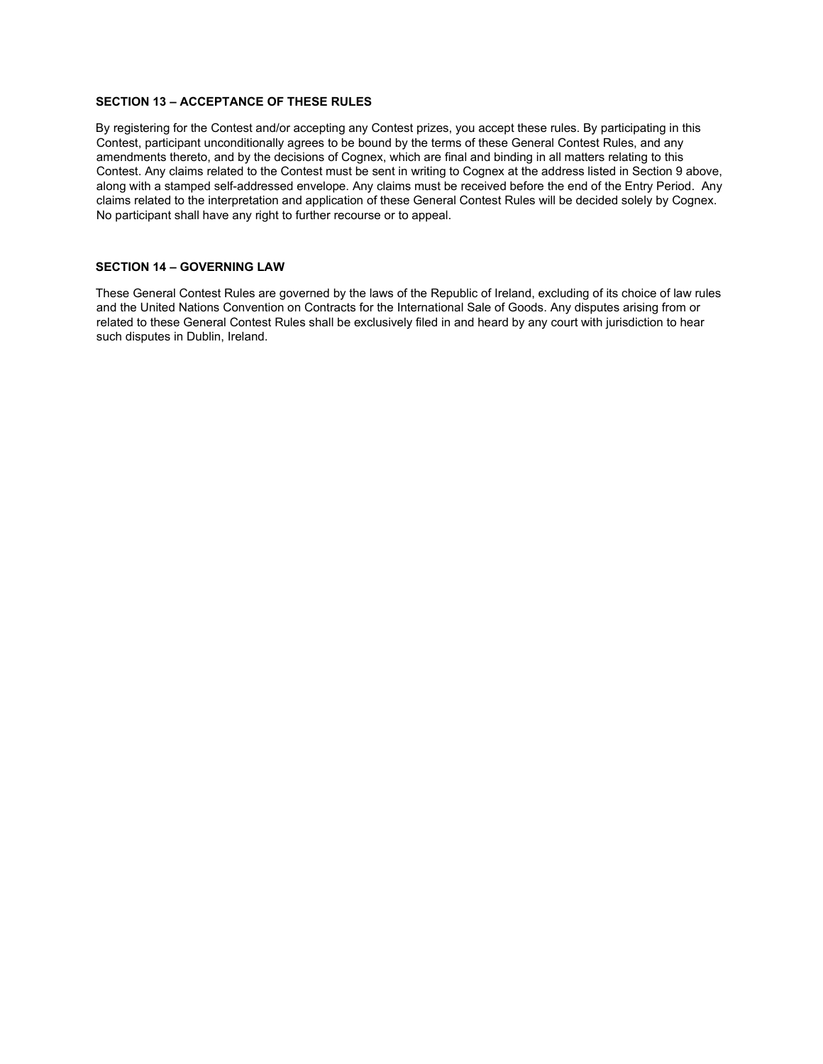### SECTION 13 – ACCEPTANCE OF THESE RULES

By registering for the Contest and/or accepting any Contest prizes, you accept these rules. By participating in this Contest, participant unconditionally agrees to be bound by the terms of these General Contest Rules, and any amendments thereto, and by the decisions of Cognex, which are final and binding in all matters relating to this Contest. Any claims related to the Contest must be sent in writing to Cognex at the address listed in Section 9 above, along with a stamped self-addressed envelope. Any claims must be received before the end of the Entry Period. Any claims related to the interpretation and application of these General Contest Rules will be decided solely by Cognex. No participant shall have any right to further recourse or to appeal.

### SECTION 14 – GOVERNING LAW

These General Contest Rules are governed by the laws of the Republic of Ireland, excluding of its choice of law rules and the United Nations Convention on Contracts for the International Sale of Goods. Any disputes arising from or related to these General Contest Rules shall be exclusively filed in and heard by any court with jurisdiction to hear such disputes in Dublin, Ireland.